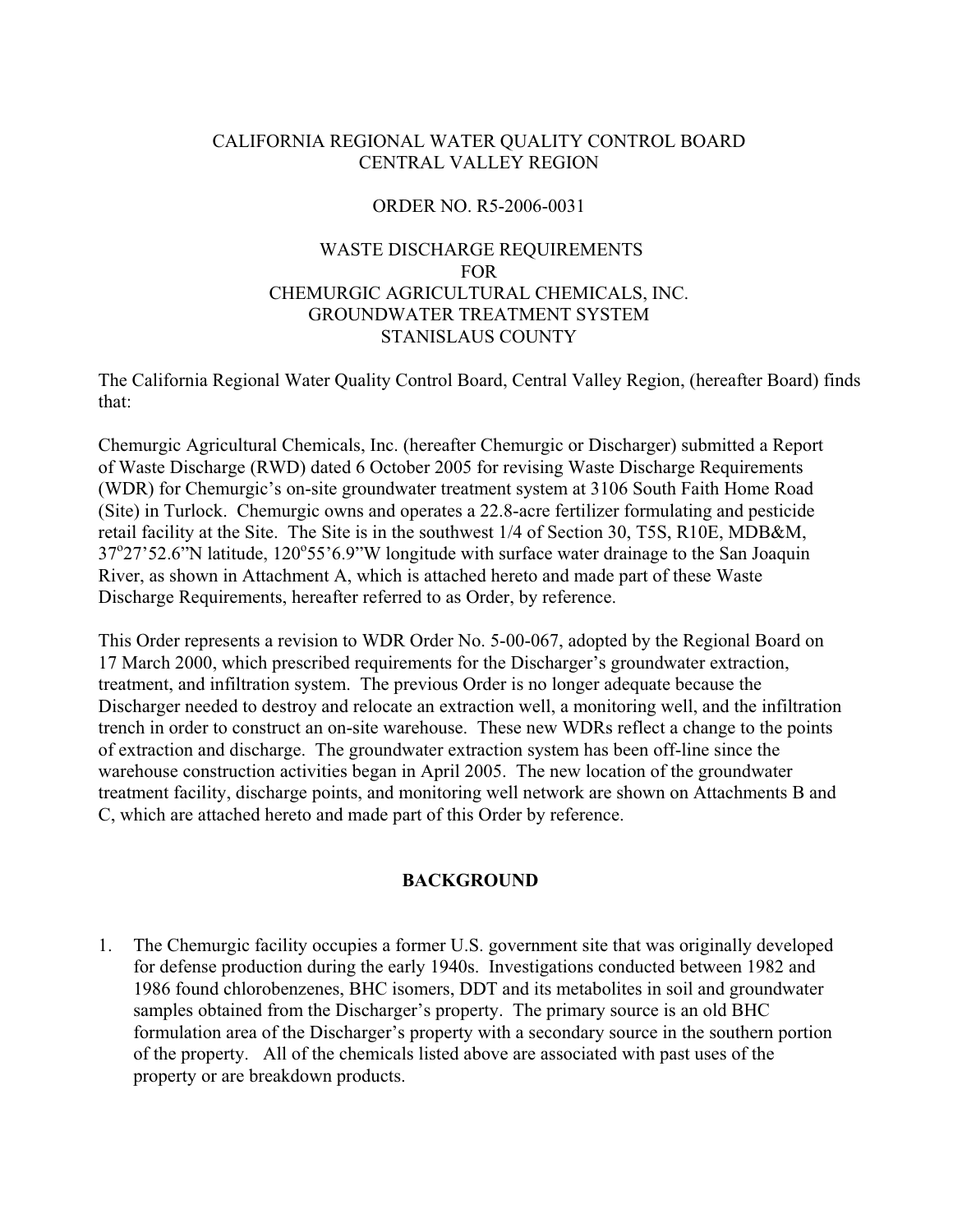CALIFORNIA REGIONAL WATER QUALITY CONTROL BOARD
CENTRAL VALLEY REGION

ORDER NO. R5-2006-0031

WASTE DISCHARGE REQUIREMENTS
FOR
CHEMURGIC AGRICULTURAL CHEMICALS, INC.
GROUNDWATER TREATMENT SYSTEM
STANISLAUS COUNTY

The California Regional Water Quality Control Board, Central Valley Region, (hereafter Board) finds that:

Chemurgic Agricultural Chemicals, Inc. (hereafter Chemurgic or Discharger) submitted a Report of Waste Discharge (RWD) dated 6 October 2005 for revising Waste Discharge Requirements (WDR) for Chemurgic's on-site groundwater treatment system at 3106 South Faith Home Road (Site) in Turlock. Chemurgic owns and operates a 22.8-acre fertilizer formulating and pesticide retail facility at the Site. The Site is in the southwest 1/4 of Section 30, T5S, R10E, MDB&M, 37°27'52.6"N latitude, 120°55'6.9"W longitude with surface water drainage to the San Joaquin River, as shown in Attachment A, which is attached hereto and made part of these Waste Discharge Requirements, hereafter referred to as Order, by reference.

This Order represents a revision to WDR Order No. 5-00-067, adopted by the Regional Board on 17 March 2000, which prescribed requirements for the Discharger's groundwater extraction, treatment, and infiltration system. The previous Order is no longer adequate because the Discharger needed to destroy and relocate an extraction well, a monitoring well, and the infiltration trench in order to construct an on-site warehouse. These new WDRs reflect a change to the points of extraction and discharge. The groundwater extraction system has been off-line since the warehouse construction activities began in April 2005. The new location of the groundwater treatment facility, discharge points, and monitoring well network are shown on Attachments B and C, which are attached hereto and made part of this Order by reference.

## BACKGROUND

1. The Chemurgic facility occupies a former U.S. government site that was originally developed for defense production during the early 1940s. Investigations conducted between 1982 and 1986 found chlorobenzenes, BHC isomers, DDT and its metabolites in soil and groundwater samples obtained from the Discharger's property. The primary source is an old BHC formulation area of the Discharger's property with a secondary source in the southern portion of the property. All of the chemicals listed above are associated with past uses of the property or are breakdown products.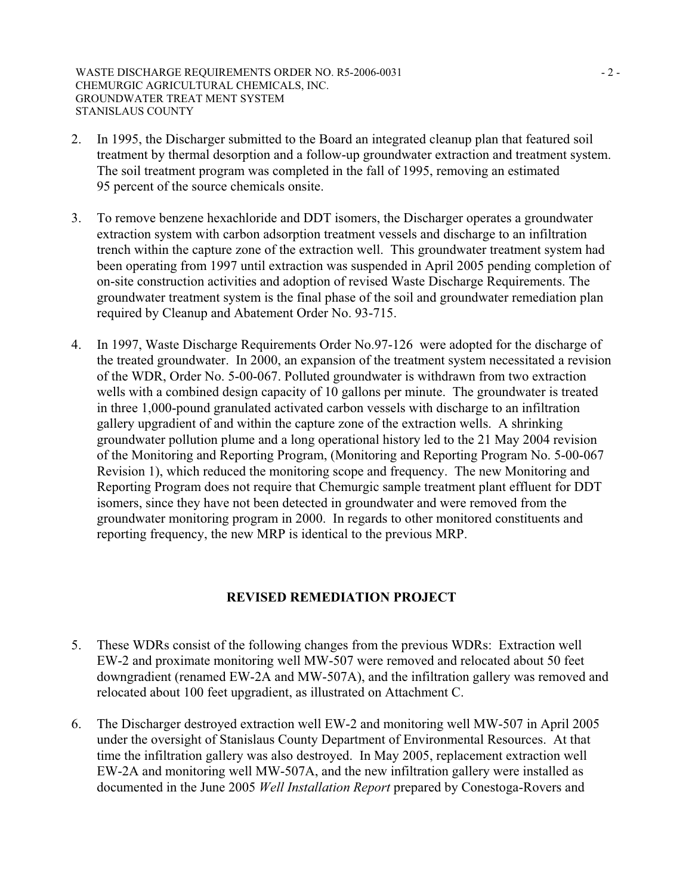2. In 1995, the Discharger submitted to the Board an integrated cleanup plan that featured soil treatment by thermal desorption and a follow-up groundwater extraction and treatment system. The soil treatment program was completed in the fall of 1995, removing an estimated 95 percent of the source chemicals onsite.

3. To remove benzene hexachloride and DDT isomers, the Discharger operates a groundwater extraction system with carbon adsorption treatment vessels and discharge to an infiltration trench within the capture zone of the extraction well. This groundwater treatment system had been operating from 1997 until extraction was suspended in April 2005 pending completion of on-site construction activities and adoption of revised Waste Discharge Requirements. The groundwater treatment system is the final phase of the soil and groundwater remediation plan required by Cleanup and Abatement Order No. 93-715.

4. In 1997, Waste Discharge Requirements Order No.97-126 were adopted for the discharge of the treated groundwater. In 2000, an expansion of the treatment system necessitated a revision of the WDR, Order No. 5-00-067. Polluted groundwater is withdrawn from two extraction wells with a combined design capacity of 10 gallons per minute. The groundwater is treated in three 1,000-pound granulated activated carbon vessels with discharge to an infiltration gallery upgradient of and within the capture zone of the extraction wells. A shrinking groundwater pollution plume and a long operational history led to the 21 May 2004 revision of the Monitoring and Reporting Program, (Monitoring and Reporting Program No. 5-00-067 Revision 1), which reduced the monitoring scope and frequency. The new Monitoring and Reporting Program does not require that Chemurgic sample treatment plant effluent for DDT isomers, since they have not been detected in groundwater and were removed from the groundwater monitoring program in 2000. In regards to other monitored constituents and reporting frequency, the new MRP is identical to the previous MRP.

## REVISED REMEDIATION PROJECT

5. These WDRs consist of the following changes from the previous WDRs: Extraction well EW-2 and proximate monitoring well MW-507 were removed and relocated about 50 feet downgradient (renamed EW-2A and MW-507A), and the infiltration gallery was removed and relocated about 100 feet upgradient, as illustrated on Attachment C.

6. The Discharger destroyed extraction well EW-2 and monitoring well MW-507 in April 2005 under the oversight of Stanislaus County Department of Environmental Resources. At that time the infiltration gallery was also destroyed. In May 2005, replacement extraction well EW-2A and monitoring well MW-507A, and the new infiltration gallery were installed as documented in the June 2005 *Well Installation Report* prepared by Conestoga-Rovers and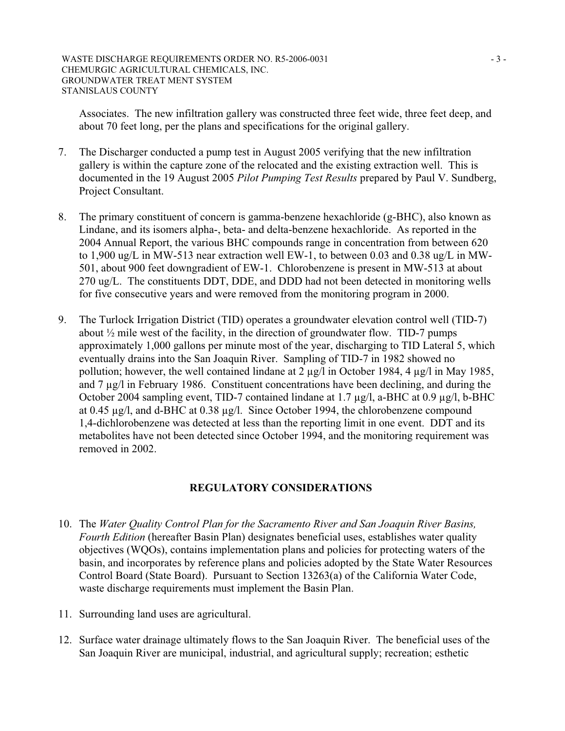Associates. The new infiltration gallery was constructed three feet wide, three feet deep, and about 70 feet long, per the plans and specifications for the original gallery.

7. The Discharger conducted a pump test in August 2005 verifying that the new infiltration gallery is within the capture zone of the relocated and the existing extraction well. This is documented in the 19 August 2005 *Pilot Pumping Test Results* prepared by Paul V. Sundberg, Project Consultant.

8. The primary constituent of concern is gamma-benzene hexachloride (g-BHC), also known as Lindane, and its isomers alpha-, beta- and delta-benzene hexachloride. As reported in the 2004 Annual Report, the various BHC compounds range in concentration from between 620 to 1,900 ug/L in MW-513 near extraction well EW-1, to between 0.03 and 0.38 ug/L in MW-501, about 900 feet downgradient of EW-1. Chlorobenzene is present in MW-513 at about 270 ug/L. The constituents DDT, DDE, and DDD had not been detected in monitoring wells for five consecutive years and were removed from the monitoring program in 2000.

9. The Turlock Irrigation District (TID) operates a groundwater elevation control well (TID-7) about ½ mile west of the facility, in the direction of groundwater flow. TID-7 pumps approximately 1,000 gallons per minute most of the year, discharging to TID Lateral 5, which eventually drains into the San Joaquin River. Sampling of TID-7 in 1982 showed no pollution; however, the well contained lindane at 2 µg/l in October 1984, 4 µg/l in May 1985, and 7 µg/l in February 1986. Constituent concentrations have been declining, and during the October 2004 sampling event, TID-7 contained lindane at 1.7 µg/l, a-BHC at 0.9 µg/l, b-BHC at 0.45 µg/l, and d-BHC at 0.38 µg/l. Since October 1994, the chlorobenzene compound 1,4-dichlorobenzene was detected at less than the reporting limit in one event. DDT and its metabolites have not been detected since October 1994, and the monitoring requirement was removed in 2002.

## REGULATORY CONSIDERATIONS

10. The *Water Quality Control Plan for the Sacramento River and San Joaquin River Basins, Fourth Edition* (hereafter Basin Plan) designates beneficial uses, establishes water quality objectives (WQOs), contains implementation plans and policies for protecting waters of the basin, and incorporates by reference plans and policies adopted by the State Water Resources Control Board (State Board). Pursuant to Section 13263(a) of the California Water Code, waste discharge requirements must implement the Basin Plan.

11. Surrounding land uses are agricultural.

12. Surface water drainage ultimately flows to the San Joaquin River. The beneficial uses of the San Joaquin River are municipal, industrial, and agricultural supply; recreation; esthetic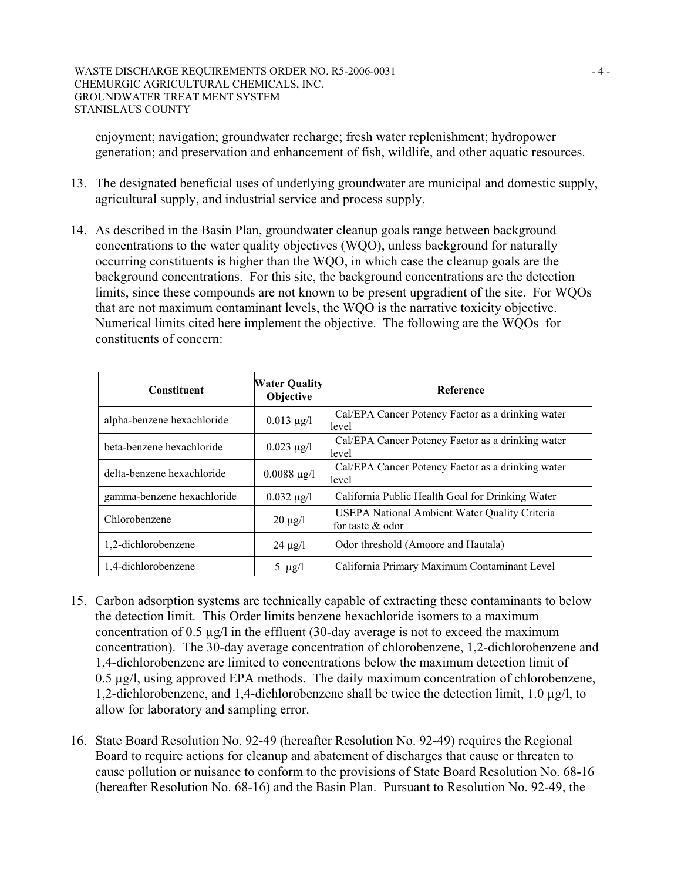enjoyment; navigation; groundwater recharge; fresh water replenishment; hydropower generation; and preservation and enhancement of fish, wildlife, and other aquatic resources.

13. The designated beneficial uses of underlying groundwater are municipal and domestic supply, agricultural supply, and industrial service and process supply.

14. As described in the Basin Plan, groundwater cleanup goals range between background concentrations to the water quality objectives (WQO), unless background for naturally occurring constituents is higher than the WQO, in which case the cleanup goals are the background concentrations. For this site, the background concentrations are the detection limits, since these compounds are not known to be present upgradient of the site. For WQOs that are not maximum contaminant levels, the WQO is the narrative toxicity objective. Numerical limits cited here implement the objective. The following are the WQOs for constituents of concern:

| Constituent | Water Quality Objective | Reference |
|---|---|---|
| alpha-benzene hexachloride | 0.013 µg/l | Cal/EPA Cancer Potency Factor as a drinking water level |
| beta-benzene hexachloride | 0.023 µg/l | Cal/EPA Cancer Potency Factor as a drinking water level |
| delta-benzene hexachloride | 0.0088 µg/l | Cal/EPA Cancer Potency Factor as a drinking water level |
| gamma-benzene hexachloride | 0.032 µg/l | California Public Health Goal for Drinking Water |
| Chlorobenzene | 20 µg/l | USEPA National Ambient Water Quality Criteria for taste & odor |
| 1,2-dichlorobenzene | 24 µg/l | Odor threshold (Amoore and Hautala) |
| 1,4-dichlorobenzene | 5 µg/l | California Primary Maximum Contaminant Level |

15. Carbon adsorption systems are technically capable of extracting these contaminants to below the detection limit. This Order limits benzene hexachloride isomers to a maximum concentration of 0.5 µg/l in the effluent (30-day average is not to exceed the maximum concentration). The 30-day average concentration of chlorobenzene, 1,2-dichlorobenzene and 1,4-dichlorobenzene are limited to concentrations below the maximum detection limit of 0.5 µg/l, using approved EPA methods. The daily maximum concentration of chlorobenzene, 1,2-dichlorobenzene, and 1,4-dichlorobenzene shall be twice the detection limit, 1.0 µg/l, to allow for laboratory and sampling error.

16. State Board Resolution No. 92-49 (hereafter Resolution No. 92-49) requires the Regional Board to require actions for cleanup and abatement of discharges that cause or threaten to cause pollution or nuisance to conform to the provisions of State Board Resolution No. 68-16 (hereafter Resolution No. 68-16) and the Basin Plan. Pursuant to Resolution No. 92-49, the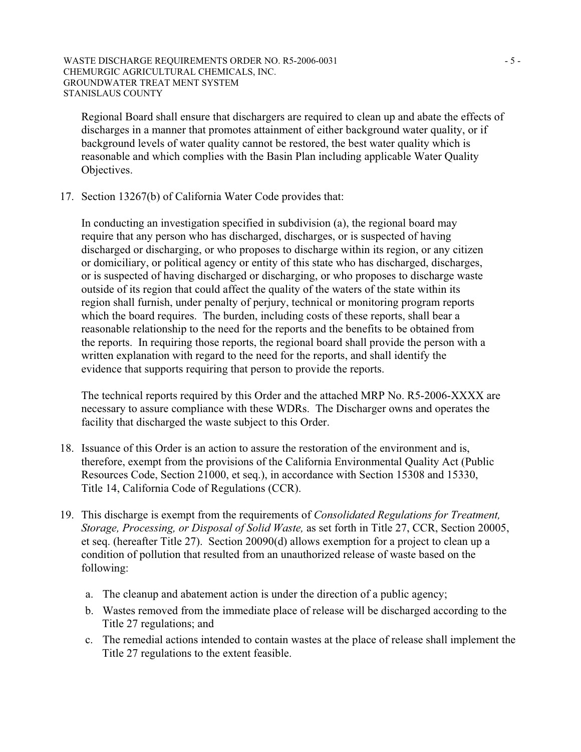Regional Board shall ensure that dischargers are required to clean up and abate the effects of discharges in a manner that promotes attainment of either background water quality, or if background levels of water quality cannot be restored, the best water quality which is reasonable and which complies with the Basin Plan including applicable Water Quality Objectives.

17. Section 13267(b) of California Water Code provides that:

    In conducting an investigation specified in subdivision (a), the regional board may require that any person who has discharged, discharges, or is suspected of having discharged or discharging, or who proposes to discharge within its region, or any citizen or domiciliary, or political agency or entity of this state who has discharged, discharges, or is suspected of having discharged or discharging, or who proposes to discharge waste outside of its region that could affect the quality of the waters of the state within its region shall furnish, under penalty of perjury, technical or monitoring program reports which the board requires. The burden, including costs of these reports, shall bear a reasonable relationship to the need for the reports and the benefits to be obtained from the reports. In requiring those reports, the regional board shall provide the person with a written explanation with regard to the need for the reports, and shall identify the evidence that supports requiring that person to provide the reports.

    The technical reports required by this Order and the attached MRP No. R5-2006-XXXX are necessary to assure compliance with these WDRs. The Discharger owns and operates the facility that discharged the waste subject to this Order.

18. Issuance of this Order is an action to assure the restoration of the environment and is, therefore, exempt from the provisions of the California Environmental Quality Act (Public Resources Code, Section 21000, et seq.), in accordance with Section 15308 and 15330, Title 14, California Code of Regulations (CCR).

19. This discharge is exempt from the requirements of *Consolidated Regulations for Treatment, Storage, Processing, or Disposal of Solid Waste,* as set forth in Title 27, CCR, Section 20005, et seq. (hereafter Title 27). Section 20090(d) allows exemption for a project to clean up a condition of pollution that resulted from an unauthorized release of waste based on the following:

    a. The cleanup and abatement action is under the direction of a public agency;
    b. Wastes removed from the immediate place of release will be discharged according to the Title 27 regulations; and
    c. The remedial actions intended to contain wastes at the place of release shall implement the Title 27 regulations to the extent feasible.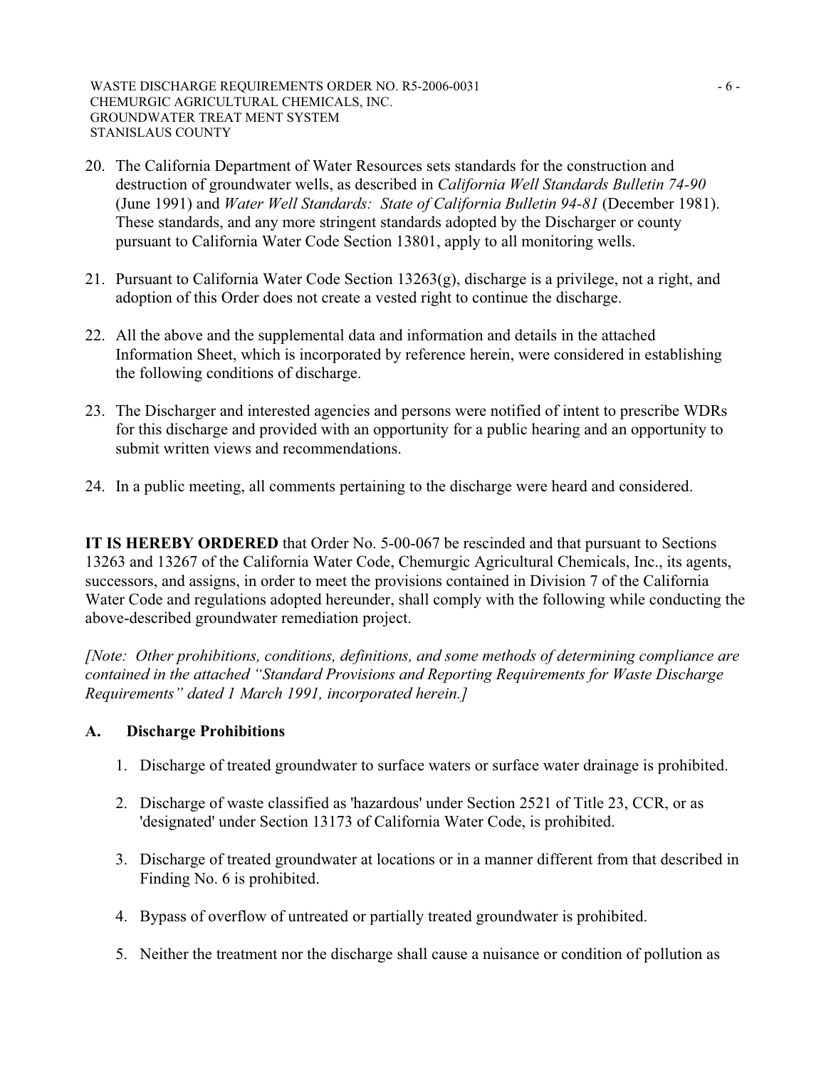20. The California Department of Water Resources sets standards for the construction and destruction of groundwater wells, as described in *California Well Standards Bulletin 74-90* (June 1991) and *Water Well Standards: State of California Bulletin 94-81* (December 1981). These standards, and any more stringent standards adopted by the Discharger or county pursuant to California Water Code Section 13801, apply to all monitoring wells.

21. Pursuant to California Water Code Section 13263(g), discharge is a privilege, not a right, and adoption of this Order does not create a vested right to continue the discharge.

22. All the above and the supplemental data and information and details in the attached Information Sheet, which is incorporated by reference herein, were considered in establishing the following conditions of discharge.

23. The Discharger and interested agencies and persons were notified of intent to prescribe WDRs for this discharge and provided with an opportunity for a public hearing and an opportunity to submit written views and recommendations.

24. In a public meeting, all comments pertaining to the discharge were heard and considered.

**IT IS HEREBY ORDERED** that Order No. 5-00-067 be rescinded and that pursuant to Sections 13263 and 13267 of the California Water Code, Chemurgic Agricultural Chemicals, Inc., its agents, successors, and assigns, in order to meet the provisions contained in Division 7 of the California Water Code and regulations adopted hereunder, shall comply with the following while conducting the above-described groundwater remediation project.

*[Note: Other prohibitions, conditions, definitions, and some methods of determining compliance are contained in the attached "Standard Provisions and Reporting Requirements for Waste Discharge Requirements" dated 1 March 1991, incorporated herein.]*

## A. Discharge Prohibitions

1. Discharge of treated groundwater to surface waters or surface water drainage is prohibited.

2. Discharge of waste classified as 'hazardous' under Section 2521 of Title 23, CCR, or as 'designated' under Section 13173 of California Water Code, is prohibited.

3. Discharge of treated groundwater at locations or in a manner different from that described in Finding No. 6 is prohibited.

4. Bypass of overflow of untreated or partially treated groundwater is prohibited.

5. Neither the treatment nor the discharge shall cause a nuisance or condition of pollution as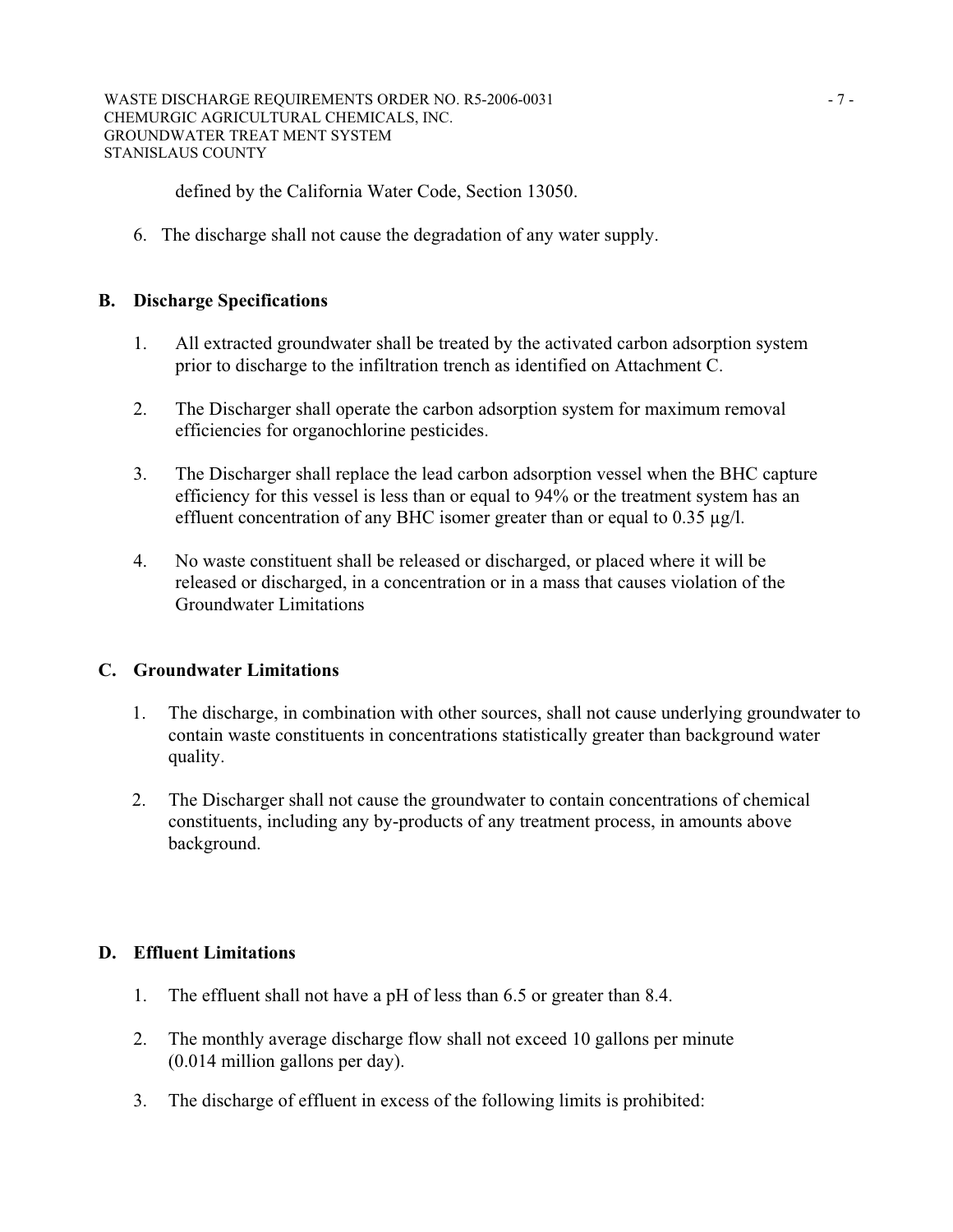defined by the California Water Code, Section 13050.

6. The discharge shall not cause the degradation of any water supply.

## B. Discharge Specifications

1. All extracted groundwater shall be treated by the activated carbon adsorption system prior to discharge to the infiltration trench as identified on Attachment C.

2. The Discharger shall operate the carbon adsorption system for maximum removal efficiencies for organochlorine pesticides.

3. The Discharger shall replace the lead carbon adsorption vessel when the BHC capture efficiency for this vessel is less than or equal to 94% or the treatment system has an effluent concentration of any BHC isomer greater than or equal to 0.35 µg/l.

4. No waste constituent shall be released or discharged, or placed where it will be released or discharged, in a concentration or in a mass that causes violation of the Groundwater Limitations

## C. Groundwater Limitations

1. The discharge, in combination with other sources, shall not cause underlying groundwater to contain waste constituents in concentrations statistically greater than background water quality.

2. The Discharger shall not cause the groundwater to contain concentrations of chemical constituents, including any by-products of any treatment process, in amounts above background.

## D. Effluent Limitations

1. The effluent shall not have a pH of less than 6.5 or greater than 8.4.

2. The monthly average discharge flow shall not exceed 10 gallons per minute (0.014 million gallons per day).

3. The discharge of effluent in excess of the following limits is prohibited: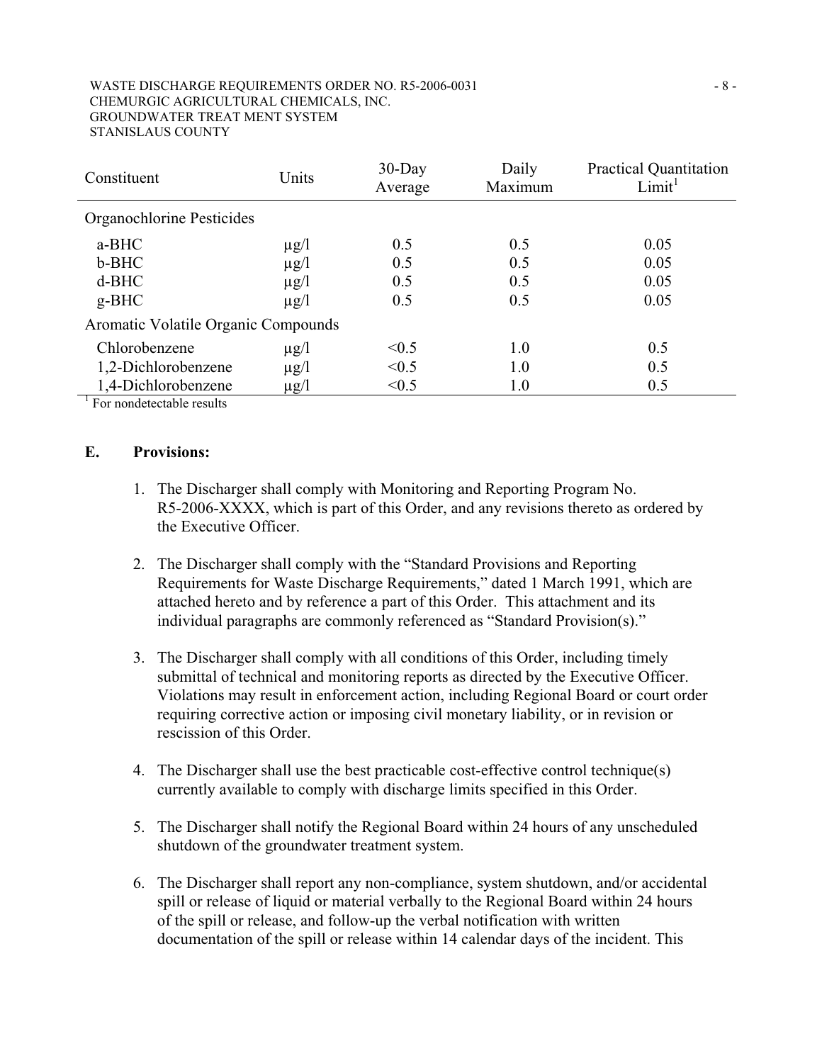| Constituent | Units | 30-Day Average | Daily Maximum | Practical Quantitation Limit[1] |
|---|---|---|---|---|
| Organochlorine Pesticides | | | | |
| a-BHC | μg/l | 0.5 | 0.5 | 0.05 |
| b-BHC | μg/l | 0.5 | 0.5 | 0.05 |
| d-BHC | μg/l | 0.5 | 0.5 | 0.05 |
| g-BHC | μg/l | 0.5 | 0.5 | 0.05 |
| Aromatic Volatile Organic Compounds | | | | |
| Chlorobenzene | μg/l | <0.5 | 1.0 | 0.5 |
| 1,2-Dichlorobenzene | μg/l | <0.5 | 1.0 | 0.5 |
| 1,4-Dichlorobenzene | μg/l | <0.5 | 1.0 | 0.5 |

[1] For nondetectable results

**E. Provisions:**

1. The Discharger shall comply with Monitoring and Reporting Program No. R5-2006-XXXX, which is part of this Order, and any revisions thereto as ordered by the Executive Officer.

2. The Discharger shall comply with the "Standard Provisions and Reporting Requirements for Waste Discharge Requirements," dated 1 March 1991, which are attached hereto and by reference a part of this Order. This attachment and its individual paragraphs are commonly referenced as "Standard Provision(s)."

3. The Discharger shall comply with all conditions of this Order, including timely submittal of technical and monitoring reports as directed by the Executive Officer. Violations may result in enforcement action, including Regional Board or court order requiring corrective action or imposing civil monetary liability, or in revision or rescission of this Order.

4. The Discharger shall use the best practicable cost-effective control technique(s) currently available to comply with discharge limits specified in this Order.

5. The Discharger shall notify the Regional Board within 24 hours of any unscheduled shutdown of the groundwater treatment system.

6. The Discharger shall report any non-compliance, system shutdown, and/or accidental spill or release of liquid or material verbally to the Regional Board within 24 hours of the spill or release, and follow-up the verbal notification with written documentation of the spill or release within 14 calendar days of the incident. This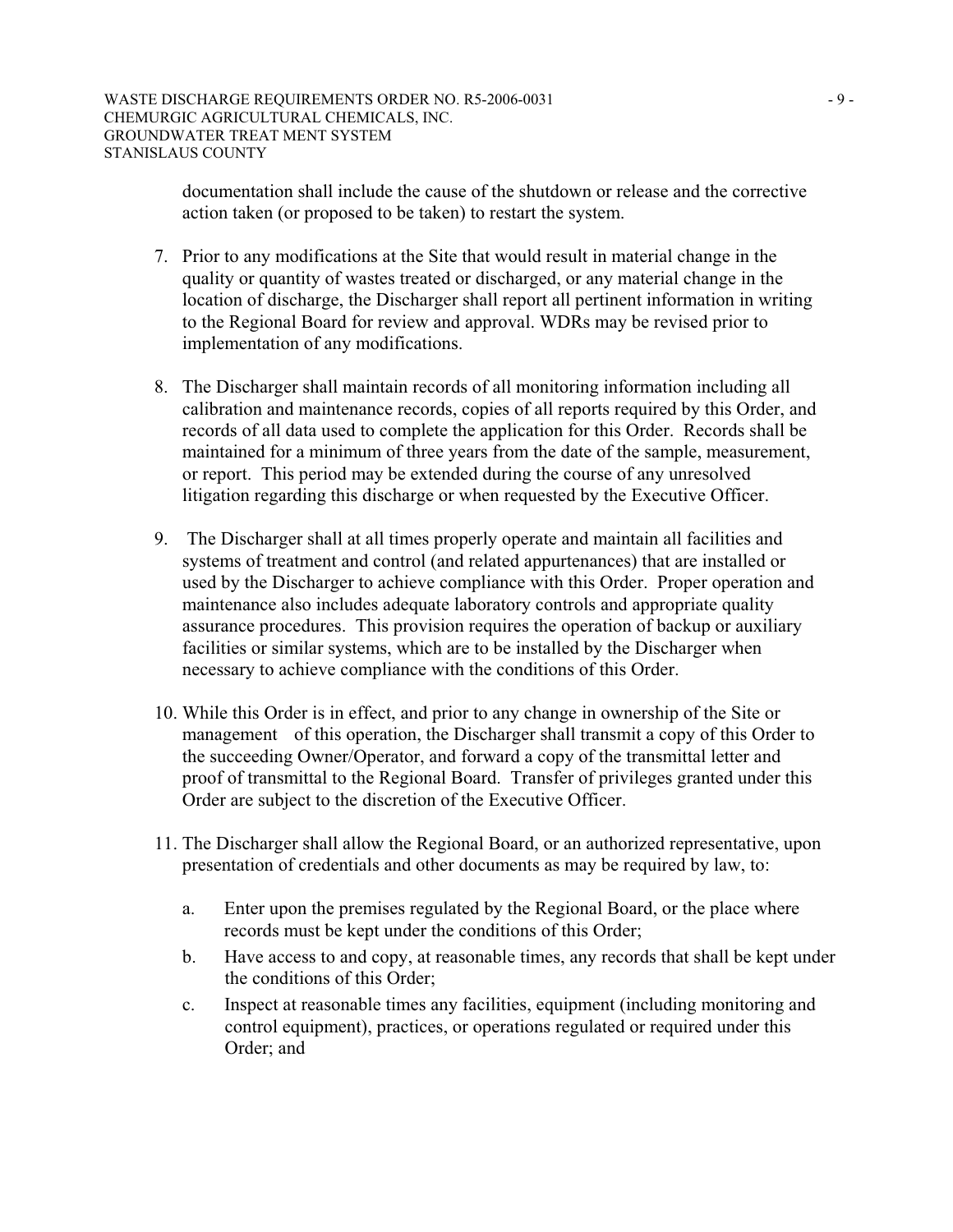documentation shall include the cause of the shutdown or release and the corrective action taken (or proposed to be taken) to restart the system.

7. Prior to any modifications at the Site that would result in material change in the quality or quantity of wastes treated or discharged, or any material change in the location of discharge, the Discharger shall report all pertinent information in writing to the Regional Board for review and approval. WDRs may be revised prior to implementation of any modifications.

8. The Discharger shall maintain records of all monitoring information including all calibration and maintenance records, copies of all reports required by this Order, and records of all data used to complete the application for this Order. Records shall be maintained for a minimum of three years from the date of the sample, measurement, or report. This period may be extended during the course of any unresolved litigation regarding this discharge or when requested by the Executive Officer.

9. The Discharger shall at all times properly operate and maintain all facilities and systems of treatment and control (and related appurtenances) that are installed or used by the Discharger to achieve compliance with this Order. Proper operation and maintenance also includes adequate laboratory controls and appropriate quality assurance procedures. This provision requires the operation of backup or auxiliary facilities or similar systems, which are to be installed by the Discharger when necessary to achieve compliance with the conditions of this Order.

10. While this Order is in effect, and prior to any change in ownership of the Site or management of this operation, the Discharger shall transmit a copy of this Order to the succeeding Owner/Operator, and forward a copy of the transmittal letter and proof of transmittal to the Regional Board. Transfer of privileges granted under this Order are subject to the discretion of the Executive Officer.

11. The Discharger shall allow the Regional Board, or an authorized representative, upon presentation of credentials and other documents as may be required by law, to:

    a. Enter upon the premises regulated by the Regional Board, or the place where records must be kept under the conditions of this Order;

    b. Have access to and copy, at reasonable times, any records that shall be kept under the conditions of this Order;

    c. Inspect at reasonable times any facilities, equipment (including monitoring and control equipment), practices, or operations regulated or required under this Order; and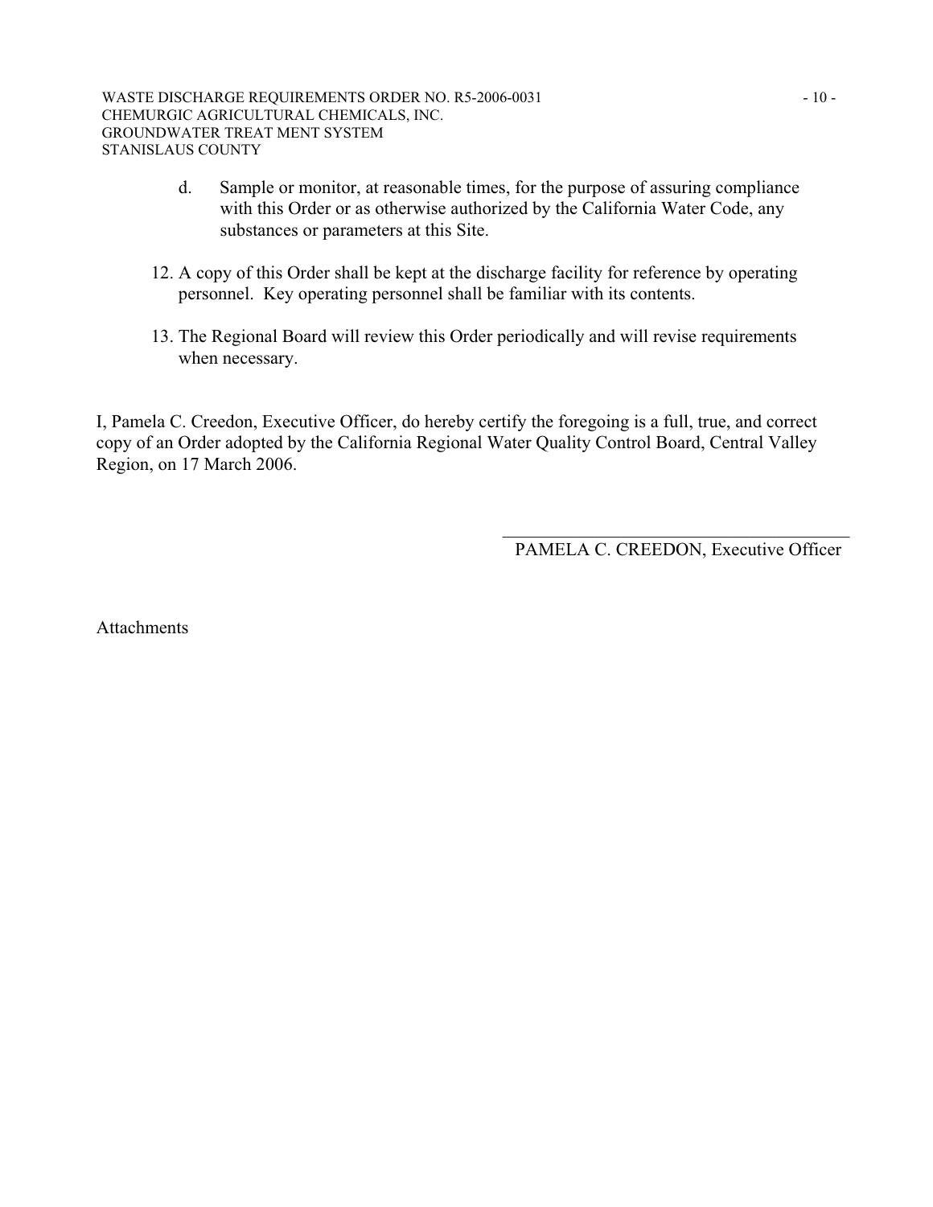d. Sample or monitor, at reasonable times, for the purpose of assuring compliance with this Order or as otherwise authorized by the California Water Code, any substances or parameters at this Site.

12. A copy of this Order shall be kept at the discharge facility for reference by operating personnel. Key operating personnel shall be familiar with its contents.

13. The Regional Board will review this Order periodically and will revise requirements when necessary.

I, Pamela C. Creedon, Executive Officer, do hereby certify the foregoing is a full, true, and correct copy of an Order adopted by the California Regional Water Quality Control Board, Central Valley Region, on 17 March 2006.

\_\_\_\_\_\_\_\_\_\_\_\_\_\_\_\_\_\_\_\_\_\_\_\_\_\_\_\_\_\_\_\_\_\_\_\_\_\_\_\_
PAMELA C. CREEDON, Executive Officer

Attachments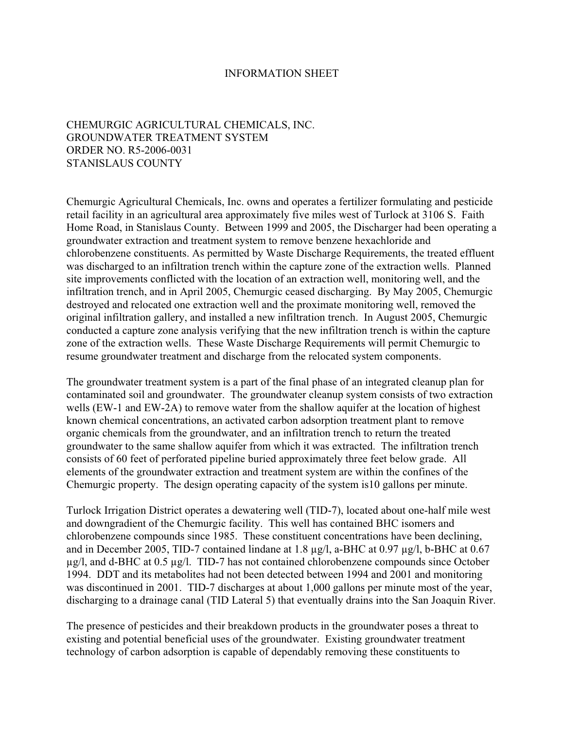# INFORMATION SHEET

CHEMURGIC AGRICULTURAL CHEMICALS, INC.
GROUNDWATER TREATMENT SYSTEM
ORDER NO. R5-2006-0031
STANISLAUS COUNTY

Chemurgic Agricultural Chemicals, Inc. owns and operates a fertilizer formulating and pesticide retail facility in an agricultural area approximately five miles west of Turlock at 3106 S. Faith Home Road, in Stanislaus County. Between 1999 and 2005, the Discharger had been operating a groundwater extraction and treatment system to remove benzene hexachloride and chlorobenzene constituents. As permitted by Waste Discharge Requirements, the treated effluent was discharged to an infiltration trench within the capture zone of the extraction wells. Planned site improvements conflicted with the location of an extraction well, monitoring well, and the infiltration trench, and in April 2005, Chemurgic ceased discharging. By May 2005, Chemurgic destroyed and relocated one extraction well and the proximate monitoring well, removed the original infiltration gallery, and installed a new infiltration trench. In August 2005, Chemurgic conducted a capture zone analysis verifying that the new infiltration trench is within the capture zone of the extraction wells. These Waste Discharge Requirements will permit Chemurgic to resume groundwater treatment and discharge from the relocated system components.

The groundwater treatment system is a part of the final phase of an integrated cleanup plan for contaminated soil and groundwater. The groundwater cleanup system consists of two extraction wells (EW-1 and EW-2A) to remove water from the shallow aquifer at the location of highest known chemical concentrations, an activated carbon adsorption treatment plant to remove organic chemicals from the groundwater, and an infiltration trench to return the treated groundwater to the same shallow aquifer from which it was extracted. The infiltration trench consists of 60 feet of perforated pipeline buried approximately three feet below grade. All elements of the groundwater extraction and treatment system are within the confines of the Chemurgic property. The design operating capacity of the system is10 gallons per minute.

Turlock Irrigation District operates a dewatering well (TID-7), located about one-half mile west and downgradient of the Chemurgic facility. This well has contained BHC isomers and chlorobenzene compounds since 1985. These constituent concentrations have been declining, and in December 2005, TID-7 contained lindane at 1.8 µg/l, a-BHC at 0.97 µg/l, b-BHC at 0.67 µg/l, and d-BHC at 0.5 µg/l. TID-7 has not contained chlorobenzene compounds since October 1994. DDT and its metabolites had not been detected between 1994 and 2001 and monitoring was discontinued in 2001. TID-7 discharges at about 1,000 gallons per minute most of the year, discharging to a drainage canal (TID Lateral 5) that eventually drains into the San Joaquin River.

The presence of pesticides and their breakdown products in the groundwater poses a threat to existing and potential beneficial uses of the groundwater. Existing groundwater treatment technology of carbon adsorption is capable of dependably removing these constituents to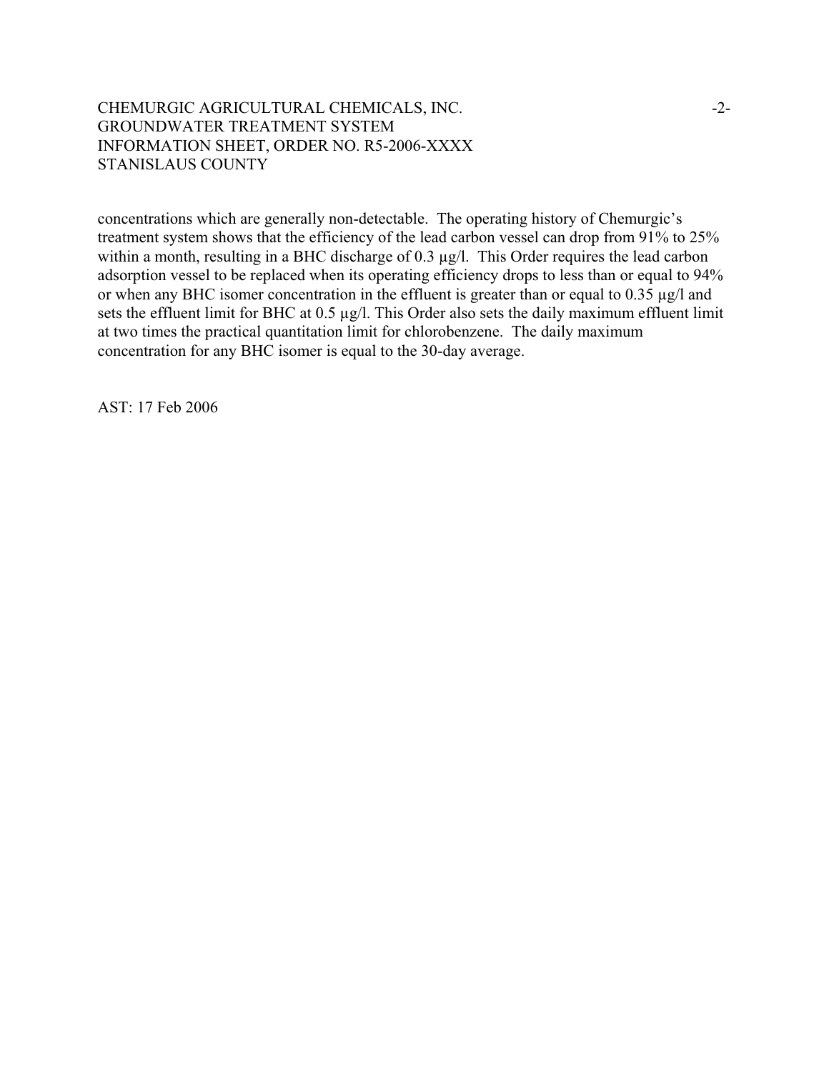concentrations which are generally non-detectable. The operating history of Chemurgic's treatment system shows that the efficiency of the lead carbon vessel can drop from 91% to 25% within a month, resulting in a BHC discharge of 0.3 µg/l. This Order requires the lead carbon adsorption vessel to be replaced when its operating efficiency drops to less than or equal to 94% or when any BHC isomer concentration in the effluent is greater than or equal to 0.35 µg/l and sets the effluent limit for BHC at 0.5 µg/l. This Order also sets the daily maximum effluent limit at two times the practical quantitation limit for chlorobenzene. The daily maximum concentration for any BHC isomer is equal to the 30-day average.

AST: 17 Feb 2006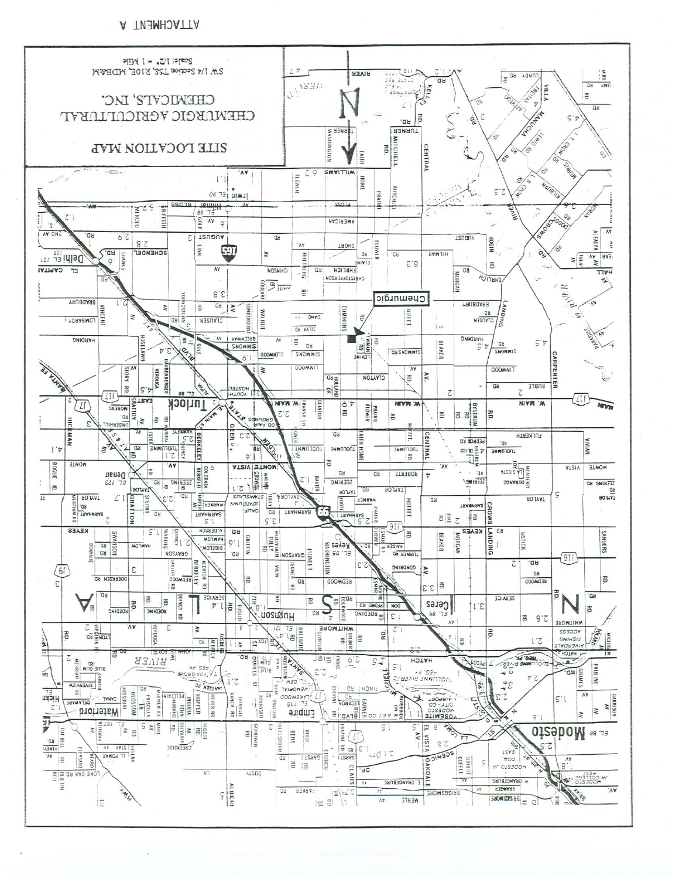ATTACHMENT A

# SITE LOCATION MAP

## CHEMURGIC AGRICULTURAL CHEMICALS, INC.

SW 1/4 Section T5S, R10E, MDB&M

Scale: 1/2" = 1 Mile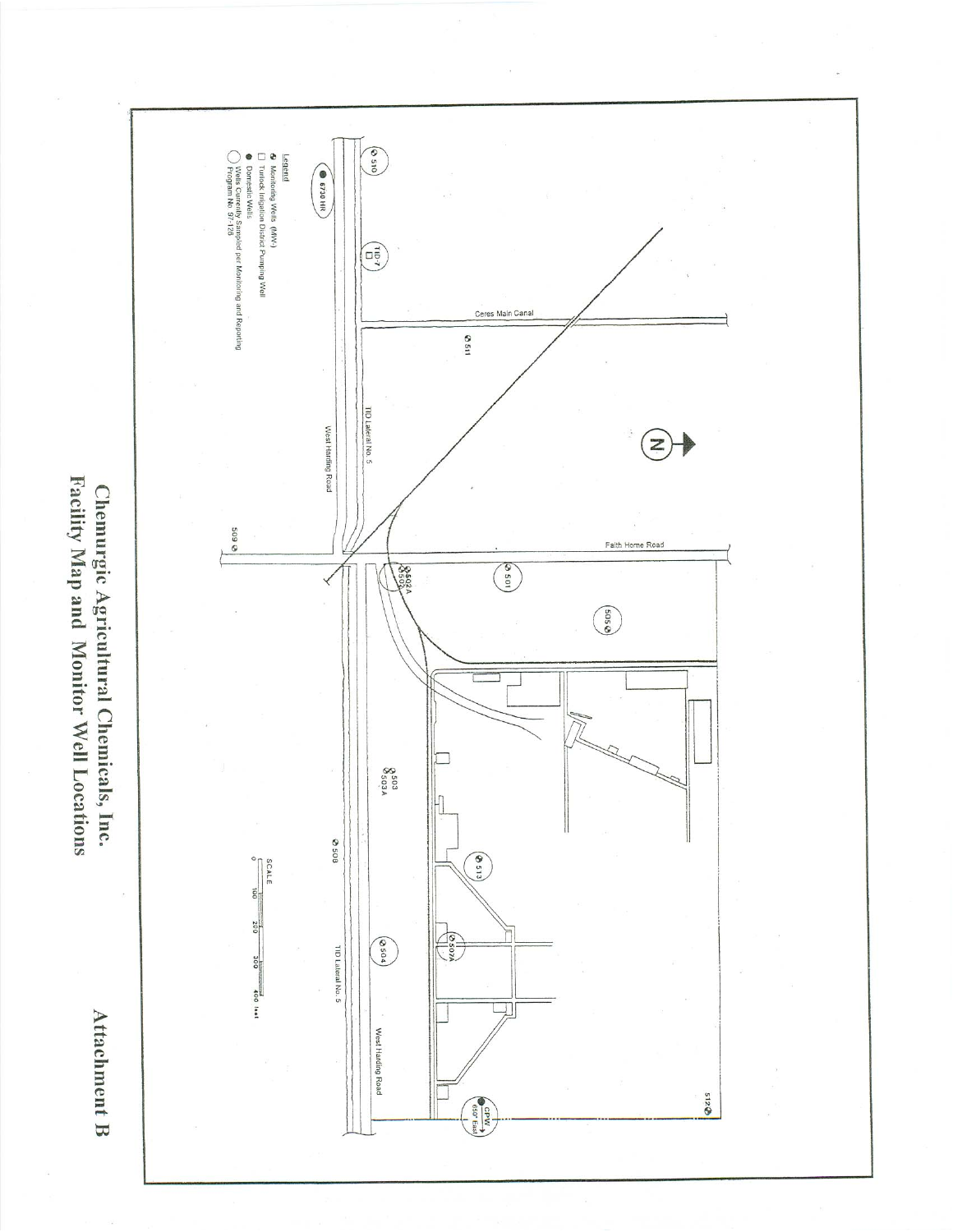Attachment B

# Chemurgic Agricultural Chemicals, Inc.
# Facility Map and Monitor Well Locations

Legend
- Monitoring Wells (MW-)
- Turlock Irrigation District Pumping Well
- Domestic Wells
- Wells Currently Sampled per Monitoring and Reporting Program No. 97-125

Ceres Main Canal

Faith Home Road

TID Lateral No. 5

West Harding Road

510, 6730 HR, TID-7, 511, 509, 501, 502A, 502, 505, 503, 503A, 508, 513, 507A, 504, 512, CPW 650' East

SCALE 0 100 200 300 400 feet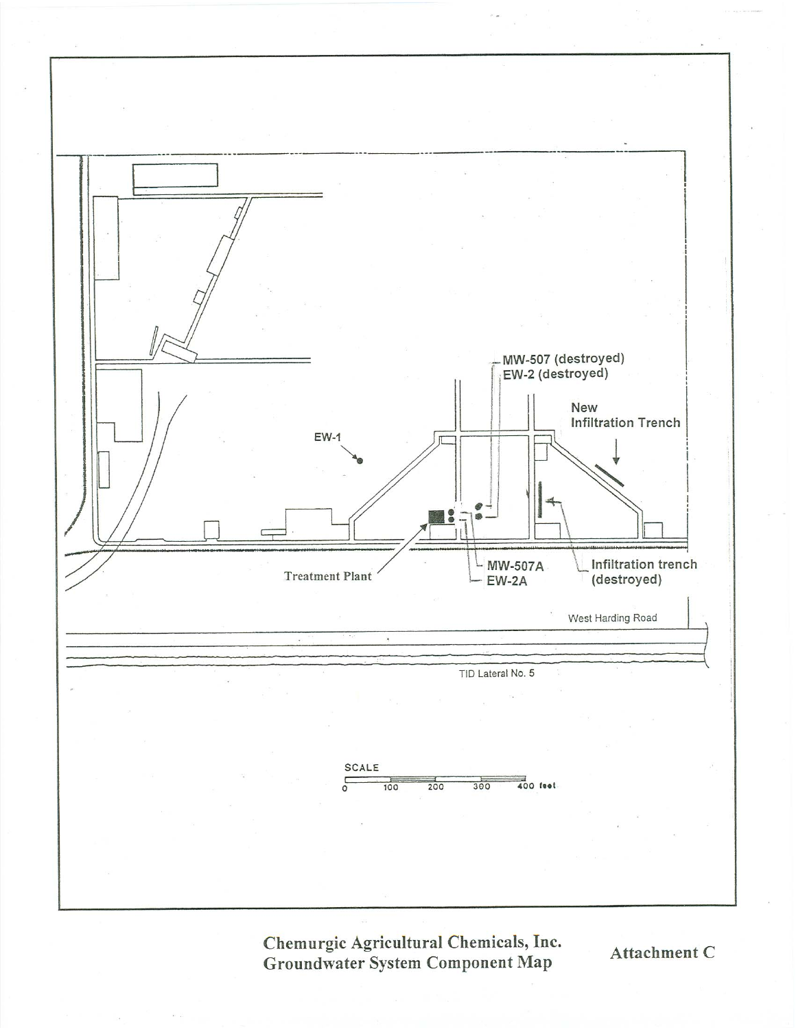MW-507 (destroyed)
EW-2 (destroyed)

New
Infiltration Trench

EW-1

Treatment Plant

MW-507A
EW-2A

Infiltration trench
(destroyed)

West Harding Road

TID Lateral No. 5

SCALE
0 100 200 300 400 feet

**Chemurgic Agricultural Chemicals, Inc.**
**Groundwater System Component Map**

**Attachment C**